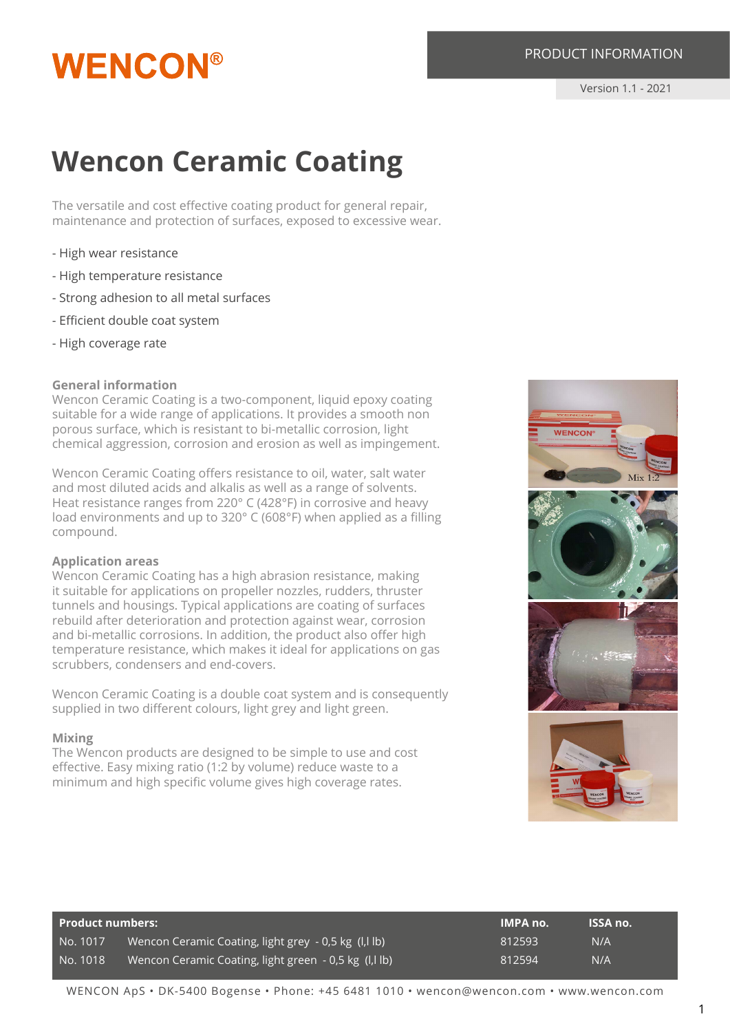WENCON®

PRODUCT INFORMATION

Version 1.1 - 2021

# Wencon Ceramic Coating

The versatile and cost effective coating product for general repair, maintenance and protection of surfaces, exposed to excessive wear.

- High wear resistance
- High temperature resistance
- Strong adhesion to all metal surfaces
- Efficient double coat system
- High coverage rate

### General information

Wencon Ceramic Coating is a two-component, liquid epoxy coating suitable for a wide range of applications. It provides a smooth non porous surface, which is resistant to bi-metallic corrosion, light chemical aggression, corrosion and erosion as well as impingement.

Wencon Ceramic Coating offers resistance to oil, water, salt water and most diluted acids and alkalis as well as a range of solvents. Heat resistance ranges from 220° C (428°F) in corrosive and heavy load environments and up to 320° C (608°F) when applied as a filling compound.

### Application areas

Wencon Ceramic Coating has a high abrasion resistance, making it suitable for applications on propeller nozzles, rudders, thruster tunnels and housings. Typical applications are coating of surfaces rebuild after deterioration and protection against wear, corrosion and bi-metallic corrosions. In addition, the product also offer high temperature resistance, which makes it ideal for applications on gas scrubbers, condensers and end-covers.

Wencon Ceramic Coating is a double coat system and is consequently supplied in two different colours, light grey and light green.

### Mixing

The Wencon products are designed to be simple to use and cost effective. Easy mixing ratio (1:2 by volume) reduce waste to a minimum and high specific volume gives high coverage rates.

| Product numbers: | | IMPA no. | ISSA no. |
|---|---|---|---|
| No. 1017 | Wencon Ceramic Coating, light grey - 0,5 kg (l,l lb) | 812593 | N/A |
| No. 1018 | Wencon Ceramic Coating, light green - 0,5 kg (l,l lb) | 812594 | N/A |

WENCON ApS • DK-5400 Bogense • Phone: +45 6481 1010 • wencon@wencon.com • www.wencon.com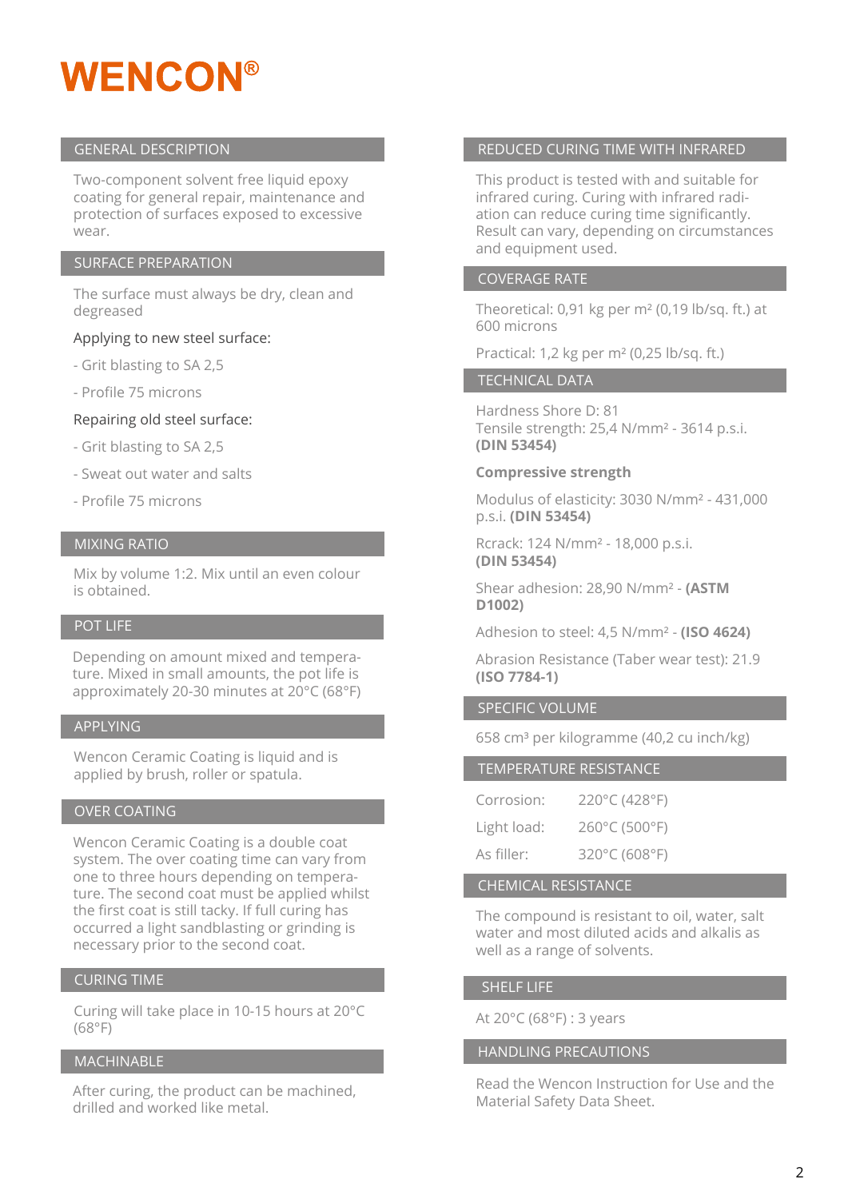# WENCON®

## GENERAL DESCRIPTION

Two-component solvent free liquid epoxy coating for general repair, maintenance and protection of surfaces exposed to excessive wear.

## SURFACE PREPARATION

The surface must always be dry, clean and degreased

Applying to new steel surface:

- Grit blasting to SA 2,5
- Profile 75 microns

Repairing old steel surface:

- Grit blasting to SA 2,5
- Sweat out water and salts
- Profile 75 microns

## MIXING RATIO

Mix by volume 1:2. Mix until an even colour is obtained.

## POT LIFE

Depending on amount mixed and temperature. Mixed in small amounts, the pot life is approximately 20-30 minutes at 20°C (68°F)

## APPLYING

Wencon Ceramic Coating is liquid and is applied by brush, roller or spatula.

## OVER COATING

Wencon Ceramic Coating is a double coat system. The over coating time can vary from one to three hours depending on temperature. The second coat must be applied whilst the first coat is still tacky. If full curing has occurred a light sandblasting or grinding is necessary prior to the second coat.

## CURING TIME

Curing will take place in 10-15 hours at 20°C (68°F)

## MACHINABLE

After curing, the product can be machined, drilled and worked like metal.

## REDUCED CURING TIME WITH INFRARED

This product is tested with and suitable for infrared curing. Curing with infrared radiation can reduce curing time significantly. Result can vary, depending on circumstances and equipment used.

## COVERAGE RATE

Theoretical: 0,91 kg per m² (0,19 lb/sq. ft.) at 600 microns

Practical: 1,2 kg per m² (0,25 lb/sq. ft.)

## TECHNICAL DATA

Hardness Shore D: 81
Tensile strength: 25,4 N/mm² - 3614 p.s.i. **(DIN 53454)**

**Compressive strength**

Modulus of elasticity: 3030 N/mm² - 431,000 p.s.i. **(DIN 53454)**

Rcrack: 124 N/mm² - 18,000 p.s.i. **(DIN 53454)**

Shear adhesion: 28,90 N/mm² - **(ASTM D1002)**

Adhesion to steel: 4,5 N/mm² - **(ISO 4624)**

Abrasion Resistance (Taber wear test): 21.9 **(ISO 7784-1)**

## SPECIFIC VOLUME

658 cm³ per kilogramme (40,2 cu inch/kg)

## TEMPERATURE RESISTANCE

| | |
|---|---|
| Corrosion: | 220°C (428°F) |
| Light load: | 260°C (500°F) |
| As filler: | 320°C (608°F) |

## CHEMICAL RESISTANCE

The compound is resistant to oil, water, salt water and most diluted acids and alkalis as well as a range of solvents.

## SHELF LIFE

At 20°C (68°F) : 3 years

## HANDLING PRECAUTIONS

Read the Wencon Instruction for Use and the Material Safety Data Sheet.